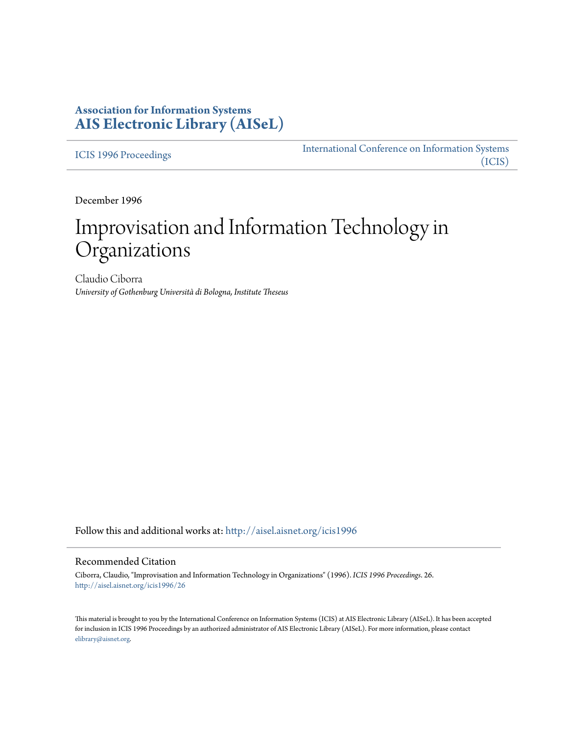**Association for Information Systems**
**[AIS Electronic Library (AISeL)](http://aisel.aisnet.org)**

---

[ICIS 1996 Proceedings](http://aisel.aisnet.org/icis1996) | [International Conference on Information Systems (ICIS)](http://aisel.aisnet.org/icis)

---

December 1996

# Improvisation and Information Technology in Organizations

Claudio Ciborra
*University of Gothenburg Università di Bologna, Institute Theseus*

Follow this and additional works at: http://aisel.aisnet.org/icis1996

## Recommended Citation

Ciborra, Claudio, "Improvisation and Information Technology in Organizations" (1996). *ICIS 1996 Proceedings*. 26.
http://aisel.aisnet.org/icis1996/26

This material is brought to you by the International Conference on Information Systems (ICIS) at AIS Electronic Library (AISeL). It has been accepted for inclusion in ICIS 1996 Proceedings by an authorized administrator of AIS Electronic Library (AISeL). For more information, please contact elibrary@aisnet.org.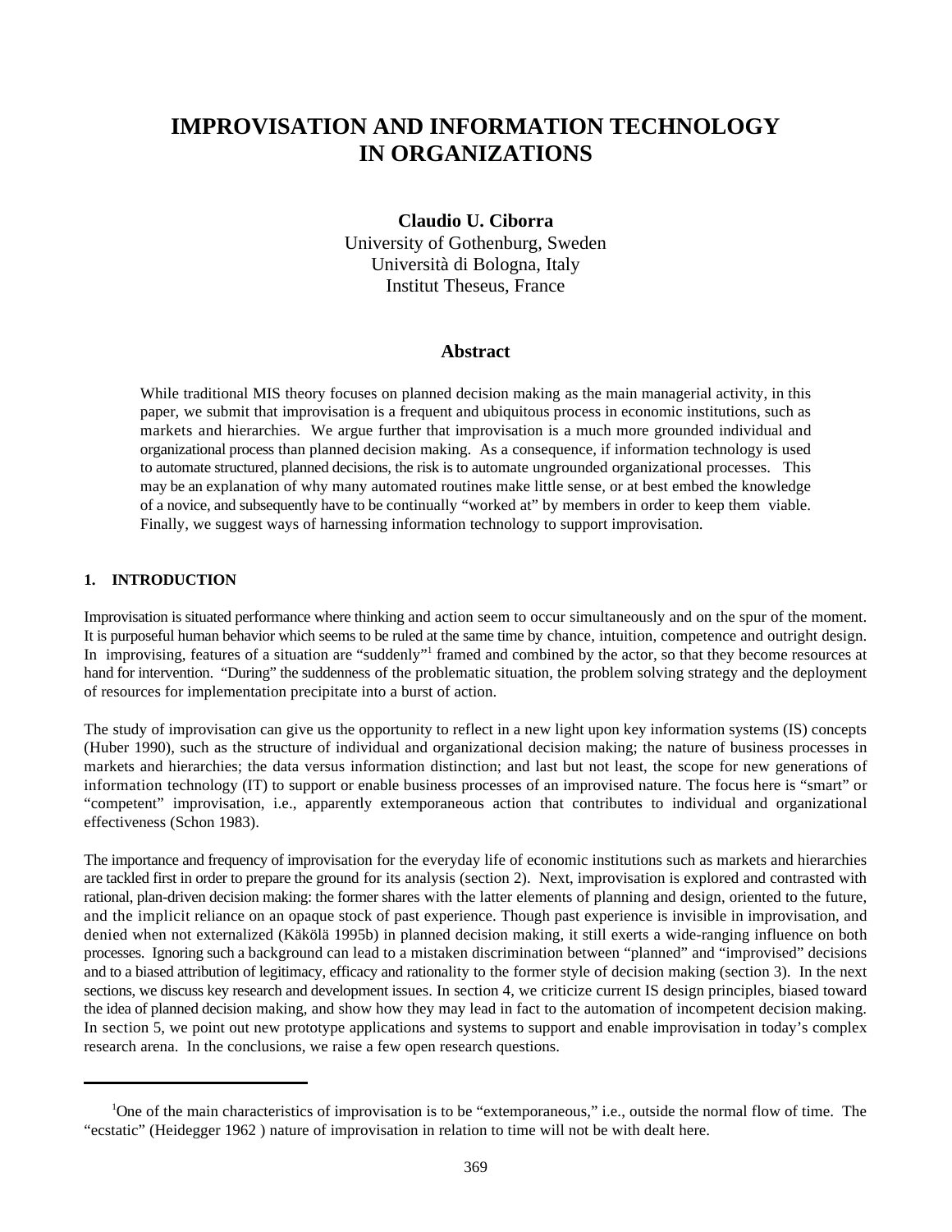# IMPROVISATION AND INFORMATION TECHNOLOGY IN ORGANIZATIONS

**Claudio U. Ciborra**
University of Gothenburg, Sweden
Università di Bologna, Italy
Institut Theseus, France

## Abstract

While traditional MIS theory focuses on planned decision making as the main managerial activity, in this paper, we submit that improvisation is a frequent and ubiquitous process in economic institutions, such as markets and hierarchies. We argue further that improvisation is a much more grounded individual and organizational process than planned decision making. As a consequence, if information technology is used to automate structured, planned decisions, the risk is to automate ungrounded organizational processes. This may be an explanation of why many automated routines make little sense, or at best embed the knowledge of a novice, and subsequently have to be continually "worked at" by members in order to keep them viable. Finally, we suggest ways of harnessing information technology to support improvisation.

## 1. INTRODUCTION

Improvisation is situated performance where thinking and action seem to occur simultaneously and on the spur of the moment. It is purposeful human behavior which seems to be ruled at the same time by chance, intuition, competence and outright design. In improvising, features of a situation are "suddenly"[1] framed and combined by the actor, so that they become resources at hand for intervention. "During" the suddenness of the problematic situation, the problem solving strategy and the deployment of resources for implementation precipitate into a burst of action.

The study of improvisation can give us the opportunity to reflect in a new light upon key information systems (IS) concepts (Huber 1990), such as the structure of individual and organizational decision making; the nature of business processes in markets and hierarchies; the data versus information distinction; and last but not least, the scope for new generations of information technology (IT) to support or enable business processes of an improvised nature. The focus here is "smart" or "competent" improvisation, i.e., apparently extemporaneous action that contributes to individual and organizational effectiveness (Schon 1983).

The importance and frequency of improvisation for the everyday life of economic institutions such as markets and hierarchies are tackled first in order to prepare the ground for its analysis (section 2). Next, improvisation is explored and contrasted with rational, plan-driven decision making: the former shares with the latter elements of planning and design, oriented to the future, and the implicit reliance on an opaque stock of past experience. Though past experience is invisible in improvisation, and denied when not externalized (Käkölä 1995b) in planned decision making, it still exerts a wide-ranging influence on both processes. Ignoring such a background can lead to a mistaken discrimination between "planned" and "improvised" decisions and to a biased attribution of legitimacy, efficacy and rationality to the former style of decision making (section 3). In the next sections, we discuss key research and development issues. In section 4, we criticize current IS design principles, biased toward the idea of planned decision making, and show how they may lead in fact to the automation of incompetent decision making. In section 5, we point out new prototype applications and systems to support and enable improvisation in today's complex research arena. In the conclusions, we raise a few open research questions.

---

[1] One of the main characteristics of improvisation is to be "extemporaneous," i.e., outside the normal flow of time. The "ecstatic" (Heidegger 1962 ) nature of improvisation in relation to time will not be with dealt here.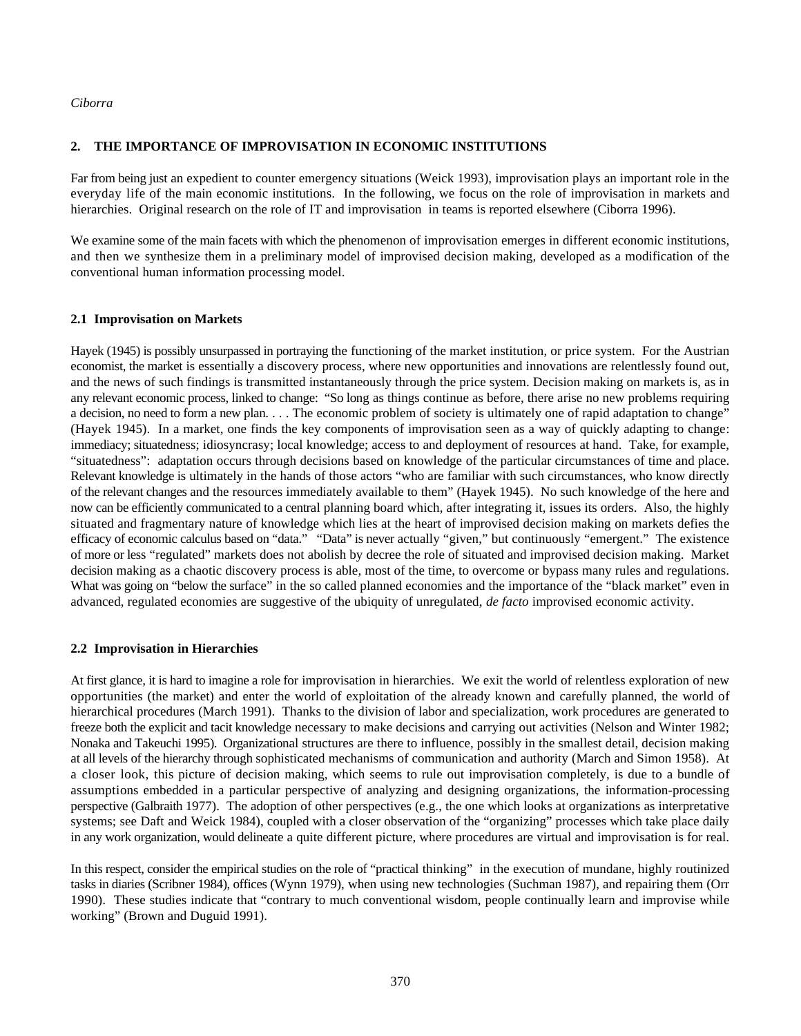## 2. THE IMPORTANCE OF IMPROVISATION IN ECONOMIC INSTITUTIONS

Far from being just an expedient to counter emergency situations (Weick 1993), improvisation plays an important role in the everyday life of the main economic institutions. In the following, we focus on the role of improvisation in markets and hierarchies. Original research on the role of IT and improvisation in teams is reported elsewhere (Ciborra 1996).

We examine some of the main facets with which the phenomenon of improvisation emerges in different economic institutions, and then we synthesize them in a preliminary model of improvised decision making, developed as a modification of the conventional human information processing model.

### 2.1 Improvisation on Markets

Hayek (1945) is possibly unsurpassed in portraying the functioning of the market institution, or price system. For the Austrian economist, the market is essentially a discovery process, where new opportunities and innovations are relentlessly found out, and the news of such findings is transmitted instantaneously through the price system. Decision making on markets is, as in any relevant economic process, linked to change: "So long as things continue as before, there arise no new problems requiring a decision, no need to form a new plan. . . . The economic problem of society is ultimately one of rapid adaptation to change" (Hayek 1945). In a market, one finds the key components of improvisation seen as a way of quickly adapting to change: immediacy; situatedness; idiosyncrasy; local knowledge; access to and deployment of resources at hand. Take, for example, "situatedness": adaptation occurs through decisions based on knowledge of the particular circumstances of time and place. Relevant knowledge is ultimately in the hands of those actors "who are familiar with such circumstances, who know directly of the relevant changes and the resources immediately available to them" (Hayek 1945). No such knowledge of the here and now can be efficiently communicated to a central planning board which, after integrating it, issues its orders. Also, the highly situated and fragmentary nature of knowledge which lies at the heart of improvised decision making on markets defies the efficacy of economic calculus based on "data." "Data" is never actually "given," but continuously "emergent." The existence of more or less "regulated" markets does not abolish by decree the role of situated and improvised decision making. Market decision making as a chaotic discovery process is able, most of the time, to overcome or bypass many rules and regulations. What was going on "below the surface" in the so called planned economies and the importance of the "black market" even in advanced, regulated economies are suggestive of the ubiquity of unregulated, *de facto* improvised economic activity.

### 2.2 Improvisation in Hierarchies

At first glance, it is hard to imagine a role for improvisation in hierarchies. We exit the world of relentless exploration of new opportunities (the market) and enter the world of exploitation of the already known and carefully planned, the world of hierarchical procedures (March 1991). Thanks to the division of labor and specialization, work procedures are generated to freeze both the explicit and tacit knowledge necessary to make decisions and carrying out activities (Nelson and Winter 1982; Nonaka and Takeuchi 1995). Organizational structures are there to influence, possibly in the smallest detail, decision making at all levels of the hierarchy through sophisticated mechanisms of communication and authority (March and Simon 1958). At a closer look, this picture of decision making, which seems to rule out improvisation completely, is due to a bundle of assumptions embedded in a particular perspective of analyzing and designing organizations, the information-processing perspective (Galbraith 1977). The adoption of other perspectives (e.g., the one which looks at organizations as interpretative systems; see Daft and Weick 1984), coupled with a closer observation of the "organizing" processes which take place daily in any work organization, would delineate a quite different picture, where procedures are virtual and improvisation is for real.

In this respect, consider the empirical studies on the role of "practical thinking" in the execution of mundane, highly routinized tasks in diaries (Scribner 1984), offices (Wynn 1979), when using new technologies (Suchman 1987), and repairing them (Orr 1990). These studies indicate that "contrary to much conventional wisdom, people continually learn and improvise while working" (Brown and Duguid 1991).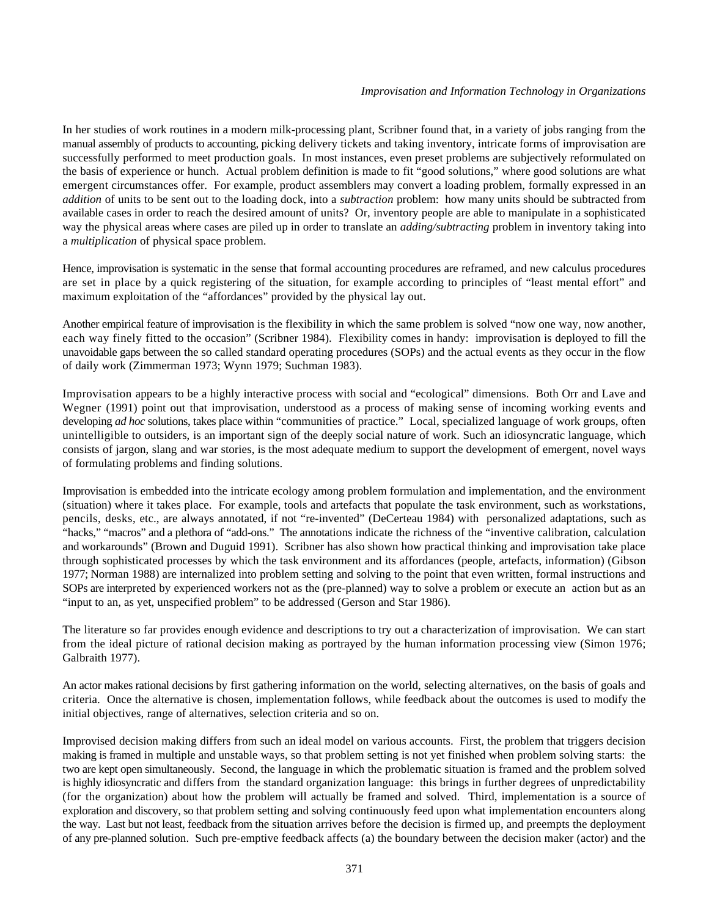In her studies of work routines in a modern milk-processing plant, Scribner found that, in a variety of jobs ranging from the manual assembly of products to accounting, picking delivery tickets and taking inventory, intricate forms of improvisation are successfully performed to meet production goals. In most instances, even preset problems are subjectively reformulated on the basis of experience or hunch. Actual problem definition is made to fit "good solutions," where good solutions are what emergent circumstances offer. For example, product assemblers may convert a loading problem, formally expressed in an *addition* of units to be sent out to the loading dock, into a *subtraction* problem: how many units should be subtracted from available cases in order to reach the desired amount of units? Or, inventory people are able to manipulate in a sophisticated way the physical areas where cases are piled up in order to translate an *adding/subtracting* problem in inventory taking into a *multiplication* of physical space problem.

Hence, improvisation is systematic in the sense that formal accounting procedures are reframed, and new calculus procedures are set in place by a quick registering of the situation, for example according to principles of "least mental effort" and maximum exploitation of the "affordances" provided by the physical lay out.

Another empirical feature of improvisation is the flexibility in which the same problem is solved "now one way, now another, each way finely fitted to the occasion" (Scribner 1984). Flexibility comes in handy: improvisation is deployed to fill the unavoidable gaps between the so called standard operating procedures (SOPs) and the actual events as they occur in the flow of daily work (Zimmerman 1973; Wynn 1979; Suchman 1983).

Improvisation appears to be a highly interactive process with social and "ecological" dimensions. Both Orr and Lave and Wegner (1991) point out that improvisation, understood as a process of making sense of incoming working events and developing *ad hoc* solutions, takes place within "communities of practice." Local, specialized language of work groups, often unintelligible to outsiders, is an important sign of the deeply social nature of work. Such an idiosyncratic language, which consists of jargon, slang and war stories, is the most adequate medium to support the development of emergent, novel ways of formulating problems and finding solutions.

Improvisation is embedded into the intricate ecology among problem formulation and implementation, and the environment (situation) where it takes place. For example, tools and artefacts that populate the task environment, such as workstations, pencils, desks, etc., are always annotated, if not "re-invented" (DeCerteau 1984) with personalized adaptations, such as "hacks," "macros" and a plethora of "add-ons." The annotations indicate the richness of the "inventive calibration, calculation and workarounds" (Brown and Duguid 1991). Scribner has also shown how practical thinking and improvisation take place through sophisticated processes by which the task environment and its affordances (people, artefacts, information) (Gibson 1977; Norman 1988) are internalized into problem setting and solving to the point that even written, formal instructions and SOPs are interpreted by experienced workers not as the (pre-planned) way to solve a problem or execute an action but as an "input to an, as yet, unspecified problem" to be addressed (Gerson and Star 1986).

The literature so far provides enough evidence and descriptions to try out a characterization of improvisation. We can start from the ideal picture of rational decision making as portrayed by the human information processing view (Simon 1976; Galbraith 1977).

An actor makes rational decisions by first gathering information on the world, selecting alternatives, on the basis of goals and criteria. Once the alternative is chosen, implementation follows, while feedback about the outcomes is used to modify the initial objectives, range of alternatives, selection criteria and so on.

Improvised decision making differs from such an ideal model on various accounts. First, the problem that triggers decision making is framed in multiple and unstable ways, so that problem setting is not yet finished when problem solving starts: the two are kept open simultaneously. Second, the language in which the problematic situation is framed and the problem solved is highly idiosyncratic and differs from the standard organization language: this brings in further degrees of unpredictability (for the organization) about how the problem will actually be framed and solved. Third, implementation is a source of exploration and discovery, so that problem setting and solving continuously feed upon what implementation encounters along the way. Last but not least, feedback from the situation arrives before the decision is firmed up, and preempts the deployment of any pre-planned solution. Such pre-emptive feedback affects (a) the boundary between the decision maker (actor) and the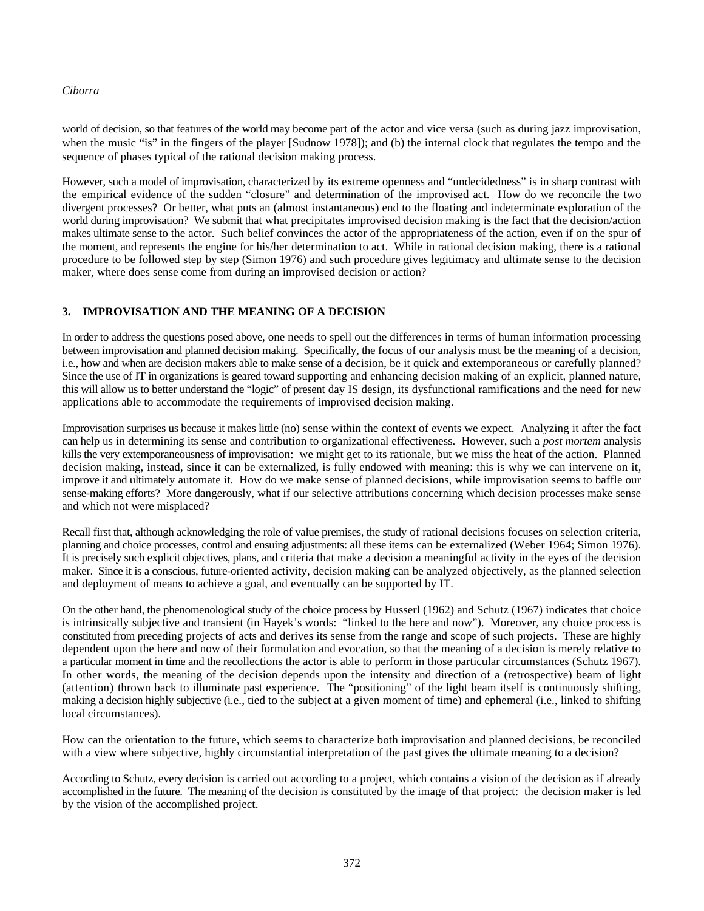world of decision, so that features of the world may become part of the actor and vice versa (such as during jazz improvisation, when the music "is" in the fingers of the player [Sudnow 1978]); and (b) the internal clock that regulates the tempo and the sequence of phases typical of the rational decision making process.

However, such a model of improvisation, characterized by its extreme openness and "undecidedness" is in sharp contrast with the empirical evidence of the sudden "closure" and determination of the improvised act. How do we reconcile the two divergent processes? Or better, what puts an (almost instantaneous) end to the floating and indeterminate exploration of the world during improvisation? We submit that what precipitates improvised decision making is the fact that the decision/action makes ultimate sense to the actor. Such belief convinces the actor of the appropriateness of the action, even if on the spur of the moment, and represents the engine for his/her determination to act. While in rational decision making, there is a rational procedure to be followed step by step (Simon 1976) and such procedure gives legitimacy and ultimate sense to the decision maker, where does sense come from during an improvised decision or action?

## 3. IMPROVISATION AND THE MEANING OF A DECISION

In order to address the questions posed above, one needs to spell out the differences in terms of human information processing between improvisation and planned decision making. Specifically, the focus of our analysis must be the meaning of a decision, i.e., how and when are decision makers able to make sense of a decision, be it quick and extemporaneous or carefully planned? Since the use of IT in organizations is geared toward supporting and enhancing decision making of an explicit, planned nature, this will allow us to better understand the "logic" of present day IS design, its dysfunctional ramifications and the need for new applications able to accommodate the requirements of improvised decision making.

Improvisation surprises us because it makes little (no) sense within the context of events we expect. Analyzing it after the fact can help us in determining its sense and contribution to organizational effectiveness. However, such a *post mortem* analysis kills the very extemporaneousness of improvisation: we might get to its rationale, but we miss the heat of the action. Planned decision making, instead, since it can be externalized, is fully endowed with meaning: this is why we can intervene on it, improve it and ultimately automate it. How do we make sense of planned decisions, while improvisation seems to baffle our sense-making efforts? More dangerously, what if our selective attributions concerning which decision processes make sense and which not were misplaced?

Recall first that, although acknowledging the role of value premises, the study of rational decisions focuses on selection criteria, planning and choice processes, control and ensuing adjustments: all these items can be externalized (Weber 1964; Simon 1976). It is precisely such explicit objectives, plans, and criteria that make a decision a meaningful activity in the eyes of the decision maker. Since it is a conscious, future-oriented activity, decision making can be analyzed objectively, as the planned selection and deployment of means to achieve a goal, and eventually can be supported by IT.

On the other hand, the phenomenological study of the choice process by Husserl (1962) and Schutz (1967) indicates that choice is intrinsically subjective and transient (in Hayek's words: "linked to the here and now"). Moreover, any choice process is constituted from preceding projects of acts and derives its sense from the range and scope of such projects. These are highly dependent upon the here and now of their formulation and evocation, so that the meaning of a decision is merely relative to a particular moment in time and the recollections the actor is able to perform in those particular circumstances (Schutz 1967). In other words, the meaning of the decision depends upon the intensity and direction of a (retrospective) beam of light (attention) thrown back to illuminate past experience. The "positioning" of the light beam itself is continuously shifting, making a decision highly subjective (i.e., tied to the subject at a given moment of time) and ephemeral (i.e., linked to shifting local circumstances).

How can the orientation to the future, which seems to characterize both improvisation and planned decisions, be reconciled with a view where subjective, highly circumstantial interpretation of the past gives the ultimate meaning to a decision?

According to Schutz, every decision is carried out according to a project, which contains a vision of the decision as if already accomplished in the future. The meaning of the decision is constituted by the image of that project: the decision maker is led by the vision of the accomplished project.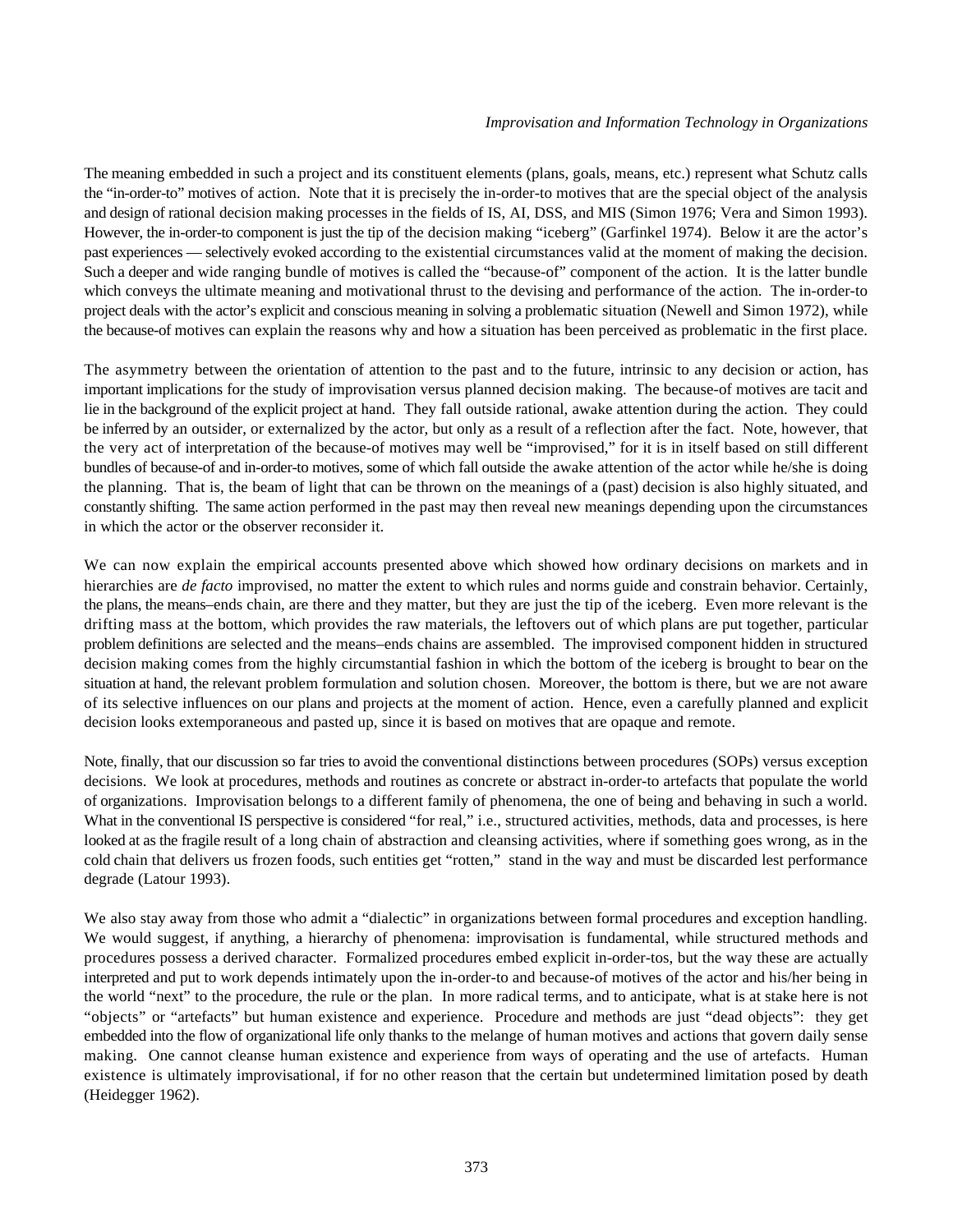The meaning embedded in such a project and its constituent elements (plans, goals, means, etc.) represent what Schutz calls the "in-order-to" motives of action. Note that it is precisely the in-order-to motives that are the special object of the analysis and design of rational decision making processes in the fields of IS, AI, DSS, and MIS (Simon 1976; Vera and Simon 1993). However, the in-order-to component is just the tip of the decision making "iceberg" (Garfinkel 1974). Below it are the actor's past experiences — selectively evoked according to the existential circumstances valid at the moment of making the decision. Such a deeper and wide ranging bundle of motives is called the "because-of" component of the action. It is the latter bundle which conveys the ultimate meaning and motivational thrust to the devising and performance of the action. The in-order-to project deals with the actor's explicit and conscious meaning in solving a problematic situation (Newell and Simon 1972), while the because-of motives can explain the reasons why and how a situation has been perceived as problematic in the first place.

The asymmetry between the orientation of attention to the past and to the future, intrinsic to any decision or action, has important implications for the study of improvisation versus planned decision making. The because-of motives are tacit and lie in the background of the explicit project at hand. They fall outside rational, awake attention during the action. They could be inferred by an outsider, or externalized by the actor, but only as a result of a reflection after the fact. Note, however, that the very act of interpretation of the because-of motives may well be "improvised," for it is in itself based on still different bundles of because-of and in-order-to motives, some of which fall outside the awake attention of the actor while he/she is doing the planning. That is, the beam of light that can be thrown on the meanings of a (past) decision is also highly situated, and constantly shifting. The same action performed in the past may then reveal new meanings depending upon the circumstances in which the actor or the observer reconsider it.

We can now explain the empirical accounts presented above which showed how ordinary decisions on markets and in hierarchies are *de facto* improvised, no matter the extent to which rules and norms guide and constrain behavior. Certainly, the plans, the means–ends chain, are there and they matter, but they are just the tip of the iceberg. Even more relevant is the drifting mass at the bottom, which provides the raw materials, the leftovers out of which plans are put together, particular problem definitions are selected and the means–ends chains are assembled. The improvised component hidden in structured decision making comes from the highly circumstantial fashion in which the bottom of the iceberg is brought to bear on the situation at hand, the relevant problem formulation and solution chosen. Moreover, the bottom is there, but we are not aware of its selective influences on our plans and projects at the moment of action. Hence, even a carefully planned and explicit decision looks extemporaneous and pasted up, since it is based on motives that are opaque and remote.

Note, finally, that our discussion so far tries to avoid the conventional distinctions between procedures (SOPs) versus exception decisions. We look at procedures, methods and routines as concrete or abstract in-order-to artefacts that populate the world of organizations. Improvisation belongs to a different family of phenomena, the one of being and behaving in such a world. What in the conventional IS perspective is considered "for real," i.e., structured activities, methods, data and processes, is here looked at as the fragile result of a long chain of abstraction and cleansing activities, where if something goes wrong, as in the cold chain that delivers us frozen foods, such entities get "rotten," stand in the way and must be discarded lest performance degrade (Latour 1993).

We also stay away from those who admit a "dialectic" in organizations between formal procedures and exception handling. We would suggest, if anything, a hierarchy of phenomena: improvisation is fundamental, while structured methods and procedures possess a derived character. Formalized procedures embed explicit in-order-tos, but the way these are actually interpreted and put to work depends intimately upon the in-order-to and because-of motives of the actor and his/her being in the world "next" to the procedure, the rule or the plan. In more radical terms, and to anticipate, what is at stake here is not "objects" or "artefacts" but human existence and experience. Procedure and methods are just "dead objects": they get embedded into the flow of organizational life only thanks to the melange of human motives and actions that govern daily sense making. One cannot cleanse human existence and experience from ways of operating and the use of artefacts. Human existence is ultimately improvisational, if for no other reason that the certain but undetermined limitation posed by death (Heidegger 1962).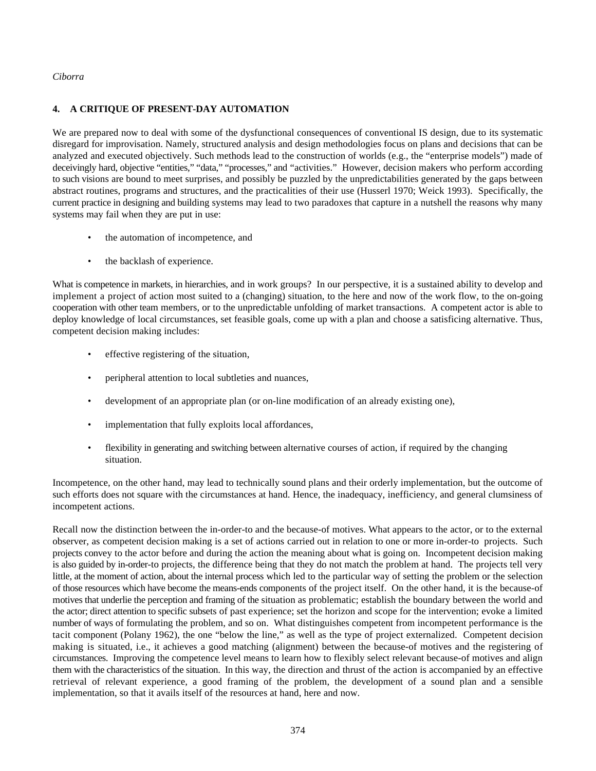## 4. A CRITIQUE OF PRESENT-DAY AUTOMATION

We are prepared now to deal with some of the dysfunctional consequences of conventional IS design, due to its systematic disregard for improvisation. Namely, structured analysis and design methodologies focus on plans and decisions that can be analyzed and executed objectively. Such methods lead to the construction of worlds (e.g., the "enterprise models") made of deceivingly hard, objective "entities," "data," "processes," and "activities." However, decision makers who perform according to such visions are bound to meet surprises, and possibly be puzzled by the unpredictabilities generated by the gaps between abstract routines, programs and structures, and the practicalities of their use (Husserl 1970; Weick 1993). Specifically, the current practice in designing and building systems may lead to two paradoxes that capture in a nutshell the reasons why many systems may fail when they are put in use:

- the automation of incompetence, and
- the backlash of experience.

What is competence in markets, in hierarchies, and in work groups? In our perspective, it is a sustained ability to develop and implement a project of action most suited to a (changing) situation, to the here and now of the work flow, to the on-going cooperation with other team members, or to the unpredictable unfolding of market transactions. A competent actor is able to deploy knowledge of local circumstances, set feasible goals, come up with a plan and choose a satisficing alternative. Thus, competent decision making includes:

- effective registering of the situation,
- peripheral attention to local subtleties and nuances,
- development of an appropriate plan (or on-line modification of an already existing one),
- implementation that fully exploits local affordances,
- flexibility in generating and switching between alternative courses of action, if required by the changing situation.

Incompetence, on the other hand, may lead to technically sound plans and their orderly implementation, but the outcome of such efforts does not square with the circumstances at hand. Hence, the inadequacy, inefficiency, and general clumsiness of incompetent actions.

Recall now the distinction between the in-order-to and the because-of motives. What appears to the actor, or to the external observer, as competent decision making is a set of actions carried out in relation to one or more in-order-to projects. Such projects convey to the actor before and during the action the meaning about what is going on. Incompetent decision making is also guided by in-order-to projects, the difference being that they do not match the problem at hand. The projects tell very little, at the moment of action, about the internal process which led to the particular way of setting the problem or the selection of those resources which have become the means-ends components of the project itself. On the other hand, it is the because-of motives that underlie the perception and framing of the situation as problematic; establish the boundary between the world and the actor; direct attention to specific subsets of past experience; set the horizon and scope for the intervention; evoke a limited number of ways of formulating the problem, and so on. What distinguishes competent from incompetent performance is the tacit component (Polany 1962), the one "below the line," as well as the type of project externalized. Competent decision making is situated, i.e., it achieves a good matching (alignment) between the because-of motives and the registering of circumstances. Improving the competence level means to learn how to flexibly select relevant because-of motives and align them with the characteristics of the situation. In this way, the direction and thrust of the action is accompanied by an effective retrieval of relevant experience, a good framing of the problem, the development of a sound plan and a sensible implementation, so that it avails itself of the resources at hand, here and now.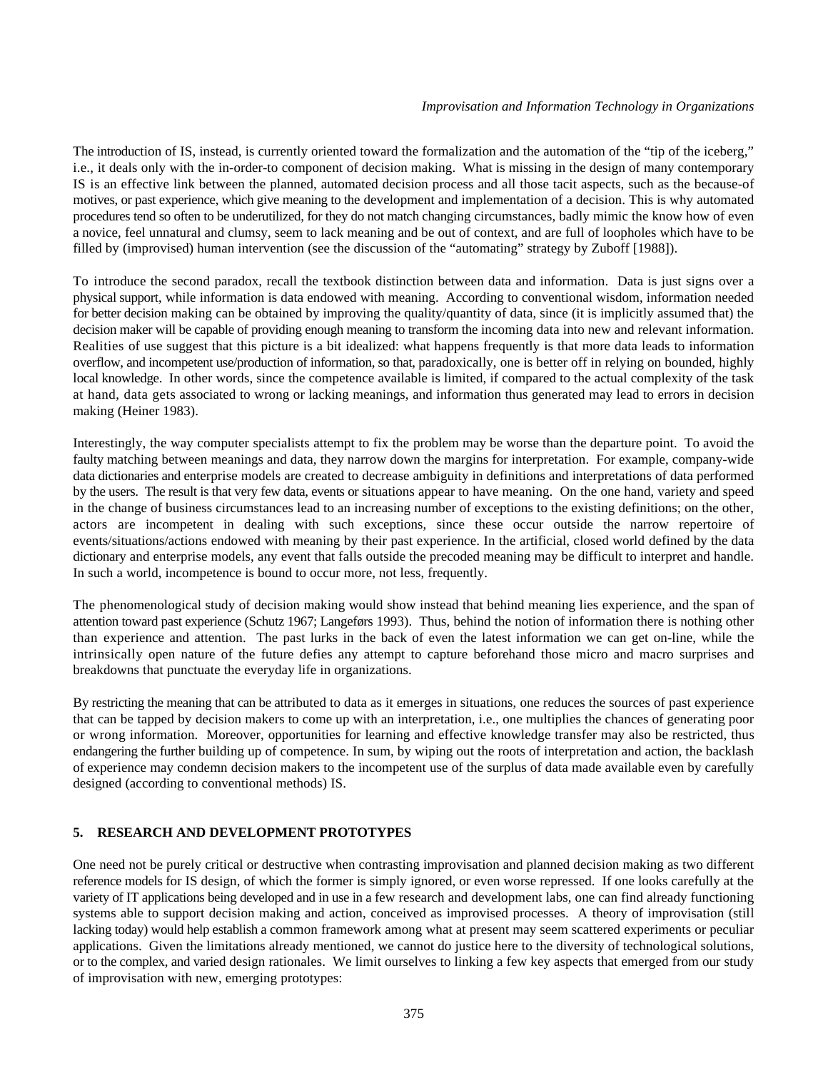The introduction of IS, instead, is currently oriented toward the formalization and the automation of the "tip of the iceberg," i.e., it deals only with the in-order-to component of decision making. What is missing in the design of many contemporary IS is an effective link between the planned, automated decision process and all those tacit aspects, such as the because-of motives, or past experience, which give meaning to the development and implementation of a decision. This is why automated procedures tend so often to be underutilized, for they do not match changing circumstances, badly mimic the know how of even a novice, feel unnatural and clumsy, seem to lack meaning and be out of context, and are full of loopholes which have to be filled by (improvised) human intervention (see the discussion of the "automating" strategy by Zuboff [1988]).

To introduce the second paradox, recall the textbook distinction between data and information. Data is just signs over a physical support, while information is data endowed with meaning. According to conventional wisdom, information needed for better decision making can be obtained by improving the quality/quantity of data, since (it is implicitly assumed that) the decision maker will be capable of providing enough meaning to transform the incoming data into new and relevant information. Realities of use suggest that this picture is a bit idealized: what happens frequently is that more data leads to information overflow, and incompetent use/production of information, so that, paradoxically, one is better off in relying on bounded, highly local knowledge. In other words, since the competence available is limited, if compared to the actual complexity of the task at hand, data gets associated to wrong or lacking meanings, and information thus generated may lead to errors in decision making (Heiner 1983).

Interestingly, the way computer specialists attempt to fix the problem may be worse than the departure point. To avoid the faulty matching between meanings and data, they narrow down the margins for interpretation. For example, company-wide data dictionaries and enterprise models are created to decrease ambiguity in definitions and interpretations of data performed by the users. The result is that very few data, events or situations appear to have meaning. On the one hand, variety and speed in the change of business circumstances lead to an increasing number of exceptions to the existing definitions; on the other, actors are incompetent in dealing with such exceptions, since these occur outside the narrow repertoire of events/situations/actions endowed with meaning by their past experience. In the artificial, closed world defined by the data dictionary and enterprise models, any event that falls outside the precoded meaning may be difficult to interpret and handle. In such a world, incompetence is bound to occur more, not less, frequently.

The phenomenological study of decision making would show instead that behind meaning lies experience, and the span of attention toward past experience (Schutz 1967; Langeførs 1993). Thus, behind the notion of information there is nothing other than experience and attention. The past lurks in the back of even the latest information we can get on-line, while the intrinsically open nature of the future defies any attempt to capture beforehand those micro and macro surprises and breakdowns that punctuate the everyday life in organizations.

By restricting the meaning that can be attributed to data as it emerges in situations, one reduces the sources of past experience that can be tapped by decision makers to come up with an interpretation, i.e., one multiplies the chances of generating poor or wrong information. Moreover, opportunities for learning and effective knowledge transfer may also be restricted, thus endangering the further building up of competence. In sum, by wiping out the roots of interpretation and action, the backlash of experience may condemn decision makers to the incompetent use of the surplus of data made available even by carefully designed (according to conventional methods) IS.

## 5. RESEARCH AND DEVELOPMENT PROTOTYPES

One need not be purely critical or destructive when contrasting improvisation and planned decision making as two different reference models for IS design, of which the former is simply ignored, or even worse repressed. If one looks carefully at the variety of IT applications being developed and in use in a few research and development labs, one can find already functioning systems able to support decision making and action, conceived as improvised processes. A theory of improvisation (still lacking today) would help establish a common framework among what at present may seem scattered experiments or peculiar applications. Given the limitations already mentioned, we cannot do justice here to the diversity of technological solutions, or to the complex, and varied design rationales. We limit ourselves to linking a few key aspects that emerged from our study of improvisation with new, emerging prototypes: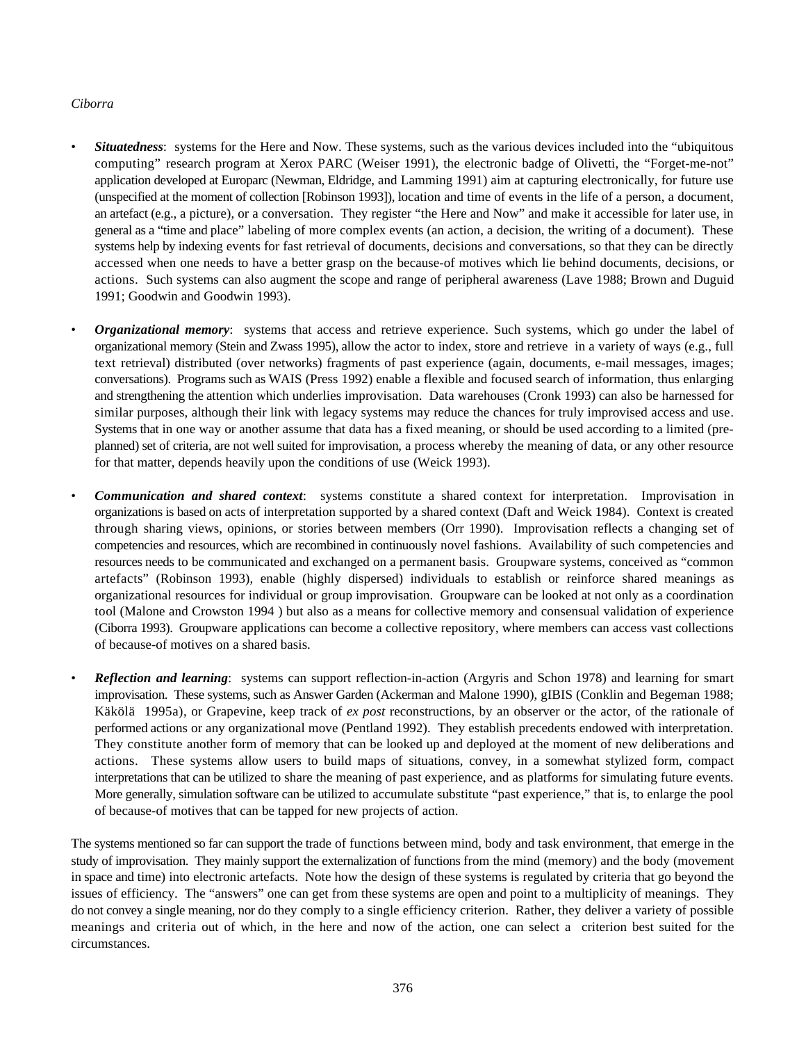- ***Situatedness***: systems for the Here and Now. These systems, such as the various devices included into the "ubiquitous computing" research program at Xerox PARC (Weiser 1991), the electronic badge of Olivetti, the "Forget-me-not" application developed at Europarc (Newman, Eldridge, and Lamming 1991) aim at capturing electronically, for future use (unspecified at the moment of collection [Robinson 1993]), location and time of events in the life of a person, a document, an artefact (e.g., a picture), or a conversation. They register "the Here and Now" and make it accessible for later use, in general as a "time and place" labeling of more complex events (an action, a decision, the writing of a document). These systems help by indexing events for fast retrieval of documents, decisions and conversations, so that they can be directly accessed when one needs to have a better grasp on the because-of motives which lie behind documents, decisions, or actions. Such systems can also augment the scope and range of peripheral awareness (Lave 1988; Brown and Duguid 1991; Goodwin and Goodwin 1993).

- ***Organizational memory***: systems that access and retrieve experience. Such systems, which go under the label of organizational memory (Stein and Zwass 1995), allow the actor to index, store and retrieve in a variety of ways (e.g., full text retrieval) distributed (over networks) fragments of past experience (again, documents, e-mail messages, images; conversations). Programs such as WAIS (Press 1992) enable a flexible and focused search of information, thus enlarging and strengthening the attention which underlies improvisation. Data warehouses (Cronk 1993) can also be harnessed for similar purposes, although their link with legacy systems may reduce the chances for truly improvised access and use. Systems that in one way or another assume that data has a fixed meaning, or should be used according to a limited (pre-planned) set of criteria, are not well suited for improvisation, a process whereby the meaning of data, or any other resource for that matter, depends heavily upon the conditions of use (Weick 1993).

- ***Communication and shared context***: systems constitute a shared context for interpretation. Improvisation in organizations is based on acts of interpretation supported by a shared context (Daft and Weick 1984). Context is created through sharing views, opinions, or stories between members (Orr 1990). Improvisation reflects a changing set of competencies and resources, which are recombined in continuously novel fashions. Availability of such competencies and resources needs to be communicated and exchanged on a permanent basis. Groupware systems, conceived as "common artefacts" (Robinson 1993), enable (highly dispersed) individuals to establish or reinforce shared meanings as organizational resources for individual or group improvisation. Groupware can be looked at not only as a coordination tool (Malone and Crowston 1994 ) but also as a means for collective memory and consensual validation of experience (Ciborra 1993). Groupware applications can become a collective repository, where members can access vast collections of because-of motives on a shared basis.

- ***Reflection and learning***: systems can support reflection-in-action (Argyris and Schon 1978) and learning for smart improvisation. These systems, such as Answer Garden (Ackerman and Malone 1990), gIBIS (Conklin and Begeman 1988; Käkölä 1995a), or Grapevine, keep track of *ex post* reconstructions, by an observer or the actor, of the rationale of performed actions or any organizational move (Pentland 1992). They establish precedents endowed with interpretation. They constitute another form of memory that can be looked up and deployed at the moment of new deliberations and actions. These systems allow users to build maps of situations, convey, in a somewhat stylized form, compact interpretations that can be utilized to share the meaning of past experience, and as platforms for simulating future events. More generally, simulation software can be utilized to accumulate substitute "past experience," that is, to enlarge the pool of because-of motives that can be tapped for new projects of action.

The systems mentioned so far can support the trade of functions between mind, body and task environment, that emerge in the study of improvisation. They mainly support the externalization of functions from the mind (memory) and the body (movement in space and time) into electronic artefacts. Note how the design of these systems is regulated by criteria that go beyond the issues of efficiency. The "answers" one can get from these systems are open and point to a multiplicity of meanings. They do not convey a single meaning, nor do they comply to a single efficiency criterion. Rather, they deliver a variety of possible meanings and criteria out of which, in the here and now of the action, one can select a criterion best suited for the circumstances.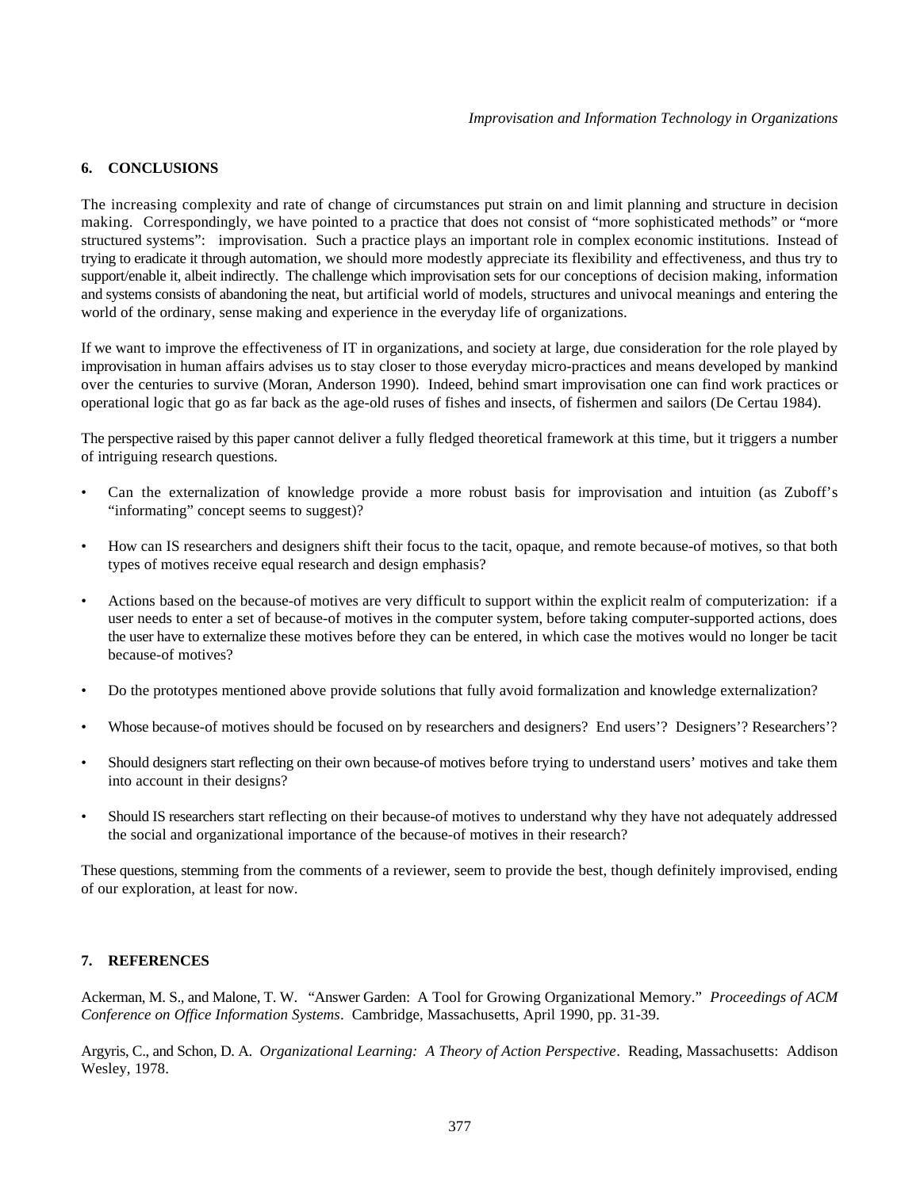## 6. CONCLUSIONS

The increasing complexity and rate of change of circumstances put strain on and limit planning and structure in decision making. Correspondingly, we have pointed to a practice that does not consist of "more sophisticated methods" or "more structured systems": improvisation. Such a practice plays an important role in complex economic institutions. Instead of trying to eradicate it through automation, we should more modestly appreciate its flexibility and effectiveness, and thus try to support/enable it, albeit indirectly. The challenge which improvisation sets for our conceptions of decision making, information and systems consists of abandoning the neat, but artificial world of models, structures and univocal meanings and entering the world of the ordinary, sense making and experience in the everyday life of organizations.

If we want to improve the effectiveness of IT in organizations, and society at large, due consideration for the role played by improvisation in human affairs advises us to stay closer to those everyday micro-practices and means developed by mankind over the centuries to survive (Moran, Anderson 1990). Indeed, behind smart improvisation one can find work practices or operational logic that go as far back as the age-old ruses of fishes and insects, of fishermen and sailors (De Certau 1984).

The perspective raised by this paper cannot deliver a fully fledged theoretical framework at this time, but it triggers a number of intriguing research questions.

- Can the externalization of knowledge provide a more robust basis for improvisation and intuition (as Zuboff's "informating" concept seems to suggest)?
- How can IS researchers and designers shift their focus to the tacit, opaque, and remote because-of motives, so that both types of motives receive equal research and design emphasis?
- Actions based on the because-of motives are very difficult to support within the explicit realm of computerization: if a user needs to enter a set of because-of motives in the computer system, before taking computer-supported actions, does the user have to externalize these motives before they can be entered, in which case the motives would no longer be tacit because-of motives?
- Do the prototypes mentioned above provide solutions that fully avoid formalization and knowledge externalization?
- Whose because-of motives should be focused on by researchers and designers? End users'? Designers'? Researchers'?
- Should designers start reflecting on their own because-of motives before trying to understand users' motives and take them into account in their designs?
- Should IS researchers start reflecting on their because-of motives to understand why they have not adequately addressed the social and organizational importance of the because-of motives in their research?

These questions, stemming from the comments of a reviewer, seem to provide the best, though definitely improvised, ending of our exploration, at least for now.

## 7. REFERENCES

Ackerman, M. S., and Malone, T. W. "Answer Garden: A Tool for Growing Organizational Memory." *Proceedings of ACM Conference on Office Information Systems*. Cambridge, Massachusetts, April 1990, pp. 31-39.

Argyris, C., and Schon, D. A. *Organizational Learning: A Theory of Action Perspective*. Reading, Massachusetts: Addison Wesley, 1978.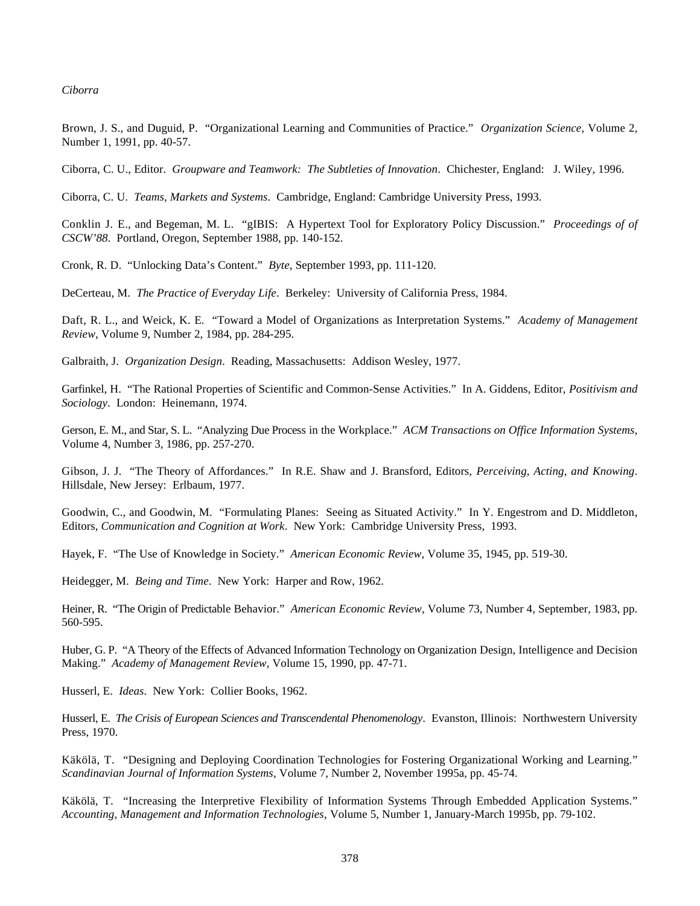Brown, J. S., and Duguid, P. "Organizational Learning and Communities of Practice." *Organization Science*, Volume 2, Number 1, 1991, pp. 40-57.

Ciborra, C. U., Editor. *Groupware and Teamwork: The Subtleties of Innovation*. Chichester, England: J. Wiley, 1996.

Ciborra, C. U. *Teams, Markets and Systems*. Cambridge, England: Cambridge University Press, 1993.

Conklin J. E., and Begeman, M. L. "gIBIS: A Hypertext Tool for Exploratory Policy Discussion." *Proceedings of of CSCW'88*. Portland, Oregon, September 1988, pp. 140-152.

Cronk, R. D. "Unlocking Data's Content." *Byte*, September 1993, pp. 111-120.

DeCerteau, M. *The Practice of Everyday Life*. Berkeley: University of California Press, 1984.

Daft, R. L., and Weick, K. E. "Toward a Model of Organizations as Interpretation Systems." *Academy of Management Review*, Volume 9, Number 2, 1984, pp. 284-295.

Galbraith, J. *Organization Design*. Reading, Massachusetts: Addison Wesley, 1977.

Garfinkel, H. "The Rational Properties of Scientific and Common-Sense Activities." In A. Giddens, Editor, *Positivism and Sociology*. London: Heinemann, 1974.

Gerson, E. M., and Star, S. L. "Analyzing Due Process in the Workplace." *ACM Transactions on Office Information Systems*, Volume 4, Number 3, 1986, pp. 257-270.

Gibson, J. J. "The Theory of Affordances." In R.E. Shaw and J. Bransford, Editors, *Perceiving, Acting, and Knowing*. Hillsdale, New Jersey: Erlbaum, 1977.

Goodwin, C., and Goodwin, M. "Formulating Planes: Seeing as Situated Activity." In Y. Engestrom and D. Middleton, Editors, *Communication and Cognition at Work*. New York: Cambridge University Press, 1993.

Hayek, F. "The Use of Knowledge in Society." *American Economic Review*, Volume 35, 1945, pp. 519-30.

Heidegger, M. *Being and Time*. New York: Harper and Row, 1962.

Heiner, R. "The Origin of Predictable Behavior." *American Economic Review*, Volume 73, Number 4, September, 1983, pp. 560-595.

Huber, G. P. "A Theory of the Effects of Advanced Information Technology on Organization Design, Intelligence and Decision Making." *Academy of Management Review*, Volume 15, 1990, pp. 47-71.

Husserl, E. *Ideas*. New York: Collier Books, 1962.

Husserl, E. *The Crisis of European Sciences and Transcendental Phenomenology*. Evanston, Illinois: Northwestern University Press, 1970.

Käkölä, T. "Designing and Deploying Coordination Technologies for Fostering Organizational Working and Learning." *Scandinavian Journal of Information Systems*, Volume 7, Number 2, November 1995a, pp. 45-74.

Käkölä, T. "Increasing the Interpretive Flexibility of Information Systems Through Embedded Application Systems." *Accounting, Management and Information Technologies*, Volume 5, Number 1, January-March 1995b, pp. 79-102.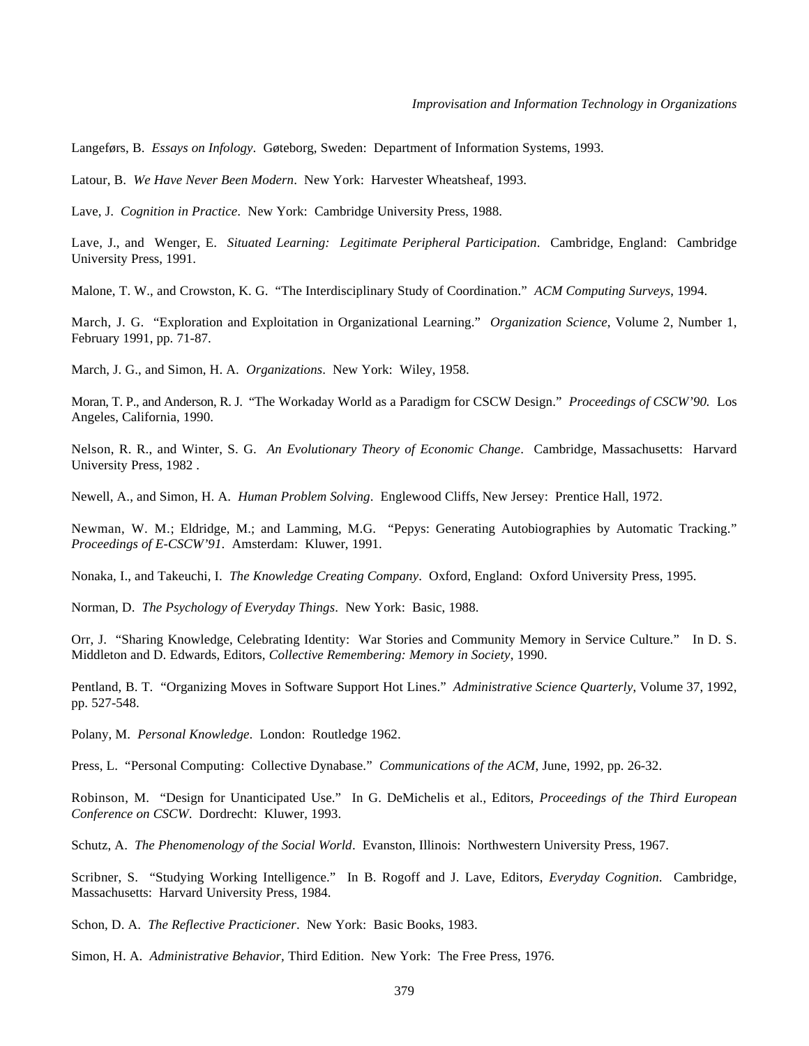Langeførs, B. *Essays on Infology*. Gøteborg, Sweden: Department of Information Systems, 1993.

Latour, B. *We Have Never Been Modern*. New York: Harvester Wheatsheaf, 1993.

Lave, J. *Cognition in Practice*. New York: Cambridge University Press, 1988.

Lave, J., and Wenger, E. *Situated Learning: Legitimate Peripheral Participation*. Cambridge, England: Cambridge University Press, 1991.

Malone, T. W., and Crowston, K. G. "The Interdisciplinary Study of Coordination." *ACM Computing Surveys*, 1994.

March, J. G. "Exploration and Exploitation in Organizational Learning." *Organization Science*, Volume 2, Number 1, February 1991, pp. 71-87.

March, J. G., and Simon, H. A. *Organizations*. New York: Wiley, 1958.

Moran, T. P., and Anderson, R. J. "The Workaday World as a Paradigm for CSCW Design." *Proceedings of CSCW'90.* Los Angeles, California, 1990.

Nelson, R. R., and Winter, S. G. *An Evolutionary Theory of Economic Change*. Cambridge, Massachusetts: Harvard University Press, 1982 .

Newell, A., and Simon, H. A. *Human Problem Solving*. Englewood Cliffs, New Jersey: Prentice Hall, 1972.

Newman, W. M.; Eldridge, M.; and Lamming, M.G. "Pepys: Generating Autobiographies by Automatic Tracking." *Proceedings of E-CSCW'91*. Amsterdam: Kluwer, 1991.

Nonaka, I., and Takeuchi, I. *The Knowledge Creating Company*. Oxford, England: Oxford University Press, 1995.

Norman, D. *The Psychology of Everyday Things*. New York: Basic, 1988.

Orr, J. "Sharing Knowledge, Celebrating Identity: War Stories and Community Memory in Service Culture." In D. S. Middleton and D. Edwards, Editors, *Collective Remembering: Memory in Society*, 1990.

Pentland, B. T. "Organizing Moves in Software Support Hot Lines." *Administrative Science Quarterly*, Volume 37, 1992, pp. 527-548.

Polany, M. *Personal Knowledge*. London: Routledge 1962.

Press, L. "Personal Computing: Collective Dynabase." *Communications of the ACM*, June, 1992, pp. 26-32.

Robinson, M. "Design for Unanticipated Use." In G. DeMichelis et al., Editors, *Proceedings of the Third European Conference on CSCW*. Dordrecht: Kluwer, 1993.

Schutz, A. *The Phenomenology of the Social World*. Evanston, Illinois: Northwestern University Press, 1967.

Scribner, S. "Studying Working Intelligence." In B. Rogoff and J. Lave, Editors, *Everyday Cognition*. Cambridge, Massachusetts: Harvard University Press, 1984.

Schon, D. A. *The Reflective Practicioner*. New York: Basic Books, 1983.

Simon, H. A. *Administrative Behavior,* Third Edition. New York: The Free Press, 1976.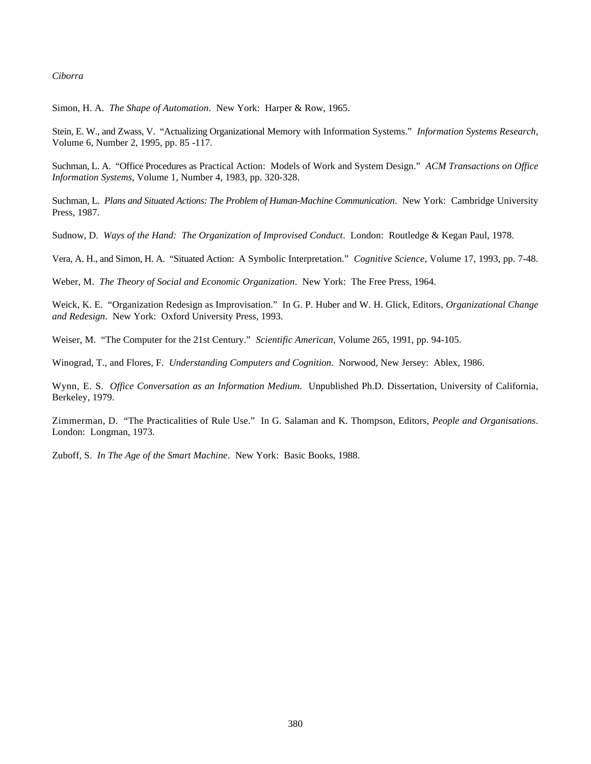Simon, H. A. *The Shape of Automation*. New York: Harper & Row, 1965.

Stein, E. W., and Zwass, V. "Actualizing Organizational Memory with Information Systems." *Information Systems Research*, Volume 6, Number 2, 1995, pp. 85 -117.

Suchman, L. A. "Office Procedures as Practical Action: Models of Work and System Design." *ACM Transactions on Office Information Systems*, Volume 1, Number 4, 1983, pp. 320-328.

Suchman, L. *Plans and Situated Actions: The Problem of Human-Machine Communication*. New York: Cambridge University Press, 1987.

Sudnow, D. *Ways of the Hand: The Organization of Improvised Conduct*. London: Routledge & Kegan Paul, 1978.

Vera, A. H., and Simon, H. A. "Situated Action: A Symbolic Interpretation." *Cognitive Science*, Volume 17, 1993, pp. 7-48.

Weber, M. *The Theory of Social and Economic Organization*. New York: The Free Press, 1964.

Weick, K. E. "Organization Redesign as Improvisation." In G. P. Huber and W. H. Glick, Editors, *Organizational Change and Redesign*. New York: Oxford University Press, 1993.

Weiser, M. "The Computer for the 21st Century." *Scientific American*, Volume 265, 1991, pp. 94-105.

Winograd, T., and Flores, F. *Understanding Computers and Cognition*. Norwood, New Jersey: Ablex, 1986.

Wynn, E. S. *Office Conversation as an Information Medium*. Unpublished Ph.D. Dissertation, University of California, Berkeley, 1979.

Zimmerman, D. "The Practicalities of Rule Use." In G. Salaman and K. Thompson, Editors, *People and Organisations*. London: Longman, 1973.

Zuboff, S. *In The Age of the Smart Machine*. New York: Basic Books, 1988.